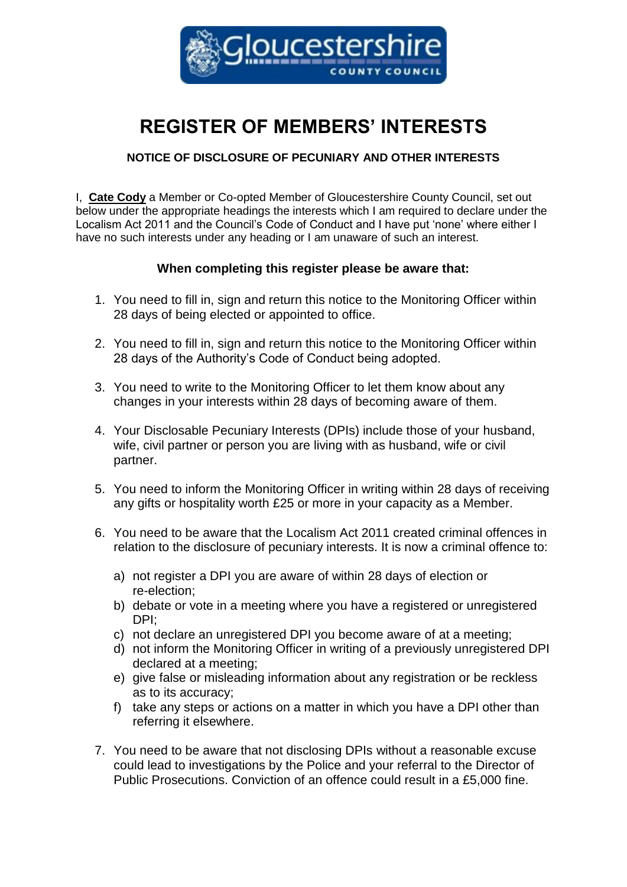# REGISTER OF MEMBERS' INTERESTS

**NOTICE OF DISCLOSURE OF PECUNIARY AND OTHER INTERESTS**

I, **Cate Cody** a Member or Co-opted Member of Gloucestershire County Council, set out below under the appropriate headings the interests which I am required to declare under the Localism Act 2011 and the Council's Code of Conduct and I have put 'none' where either I have no such interests under any heading or I am unaware of such an interest.

**When completing this register please be aware that:**

1. You need to fill in, sign and return this notice to the Monitoring Officer within 28 days of being elected or appointed to office.
2. You need to fill in, sign and return this notice to the Monitoring Officer within 28 days of the Authority's Code of Conduct being adopted.
3. You need to write to the Monitoring Officer to let them know about any changes in your interests within 28 days of becoming aware of them.
4. Your Disclosable Pecuniary Interests (DPIs) include those of your husband, wife, civil partner or person you are living with as husband, wife or civil partner.
5. You need to inform the Monitoring Officer in writing within 28 days of receiving any gifts or hospitality worth £25 or more in your capacity as a Member.
6. You need to be aware that the Localism Act 2011 created criminal offences in relation to the disclosure of pecuniary interests. It is now a criminal offence to:
   a) not register a DPI you are aware of within 28 days of election or re-election;
   b) debate or vote in a meeting where you have a registered or unregistered DPI;
   c) not declare an unregistered DPI you become aware of at a meeting;
   d) not inform the Monitoring Officer in writing of a previously unregistered DPI declared at a meeting;
   e) give false or misleading information about any registration or be reckless as to its accuracy;
   f) take any steps or actions on a matter in which you have a DPI other than referring it elsewhere.
7. You need to be aware that not disclosing DPIs without a reasonable excuse could lead to investigations by the Police and your referral to the Director of Public Prosecutions. Conviction of an offence could result in a £5,000 fine.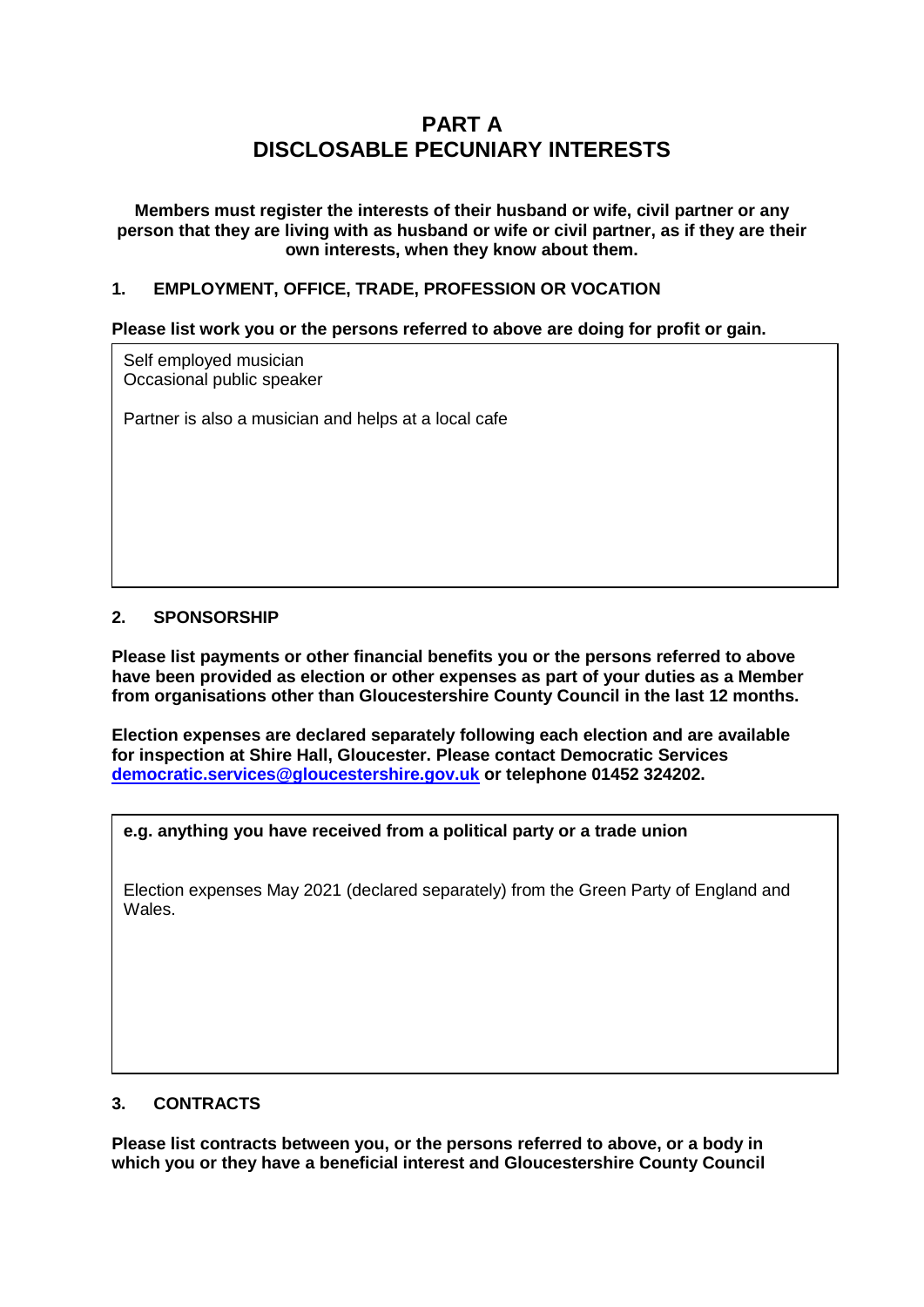# PART A
# DISCLOSABLE PECUNIARY INTERESTS

**Members must register the interests of their husband or wife, civil partner or any person that they are living with as husband or wife or civil partner, as if they are their own interests, when they know about them.**

## 1. EMPLOYMENT, OFFICE, TRADE, PROFESSION OR VOCATION

**Please list work you or the persons referred to above are doing for profit or gain.**

Self employed musician
Occasional public speaker

Partner is also a musician and helps at a local cafe

## 2. SPONSORSHIP

**Please list payments or other financial benefits you or the persons referred to above have been provided as election or other expenses as part of your duties as a Member from organisations other than Gloucestershire County Council in the last 12 months.**

**Election expenses are declared separately following each election and are available for inspection at Shire Hall, Gloucester. Please contact Democratic Services [democratic.services@gloucestershire.gov.uk](mailto:democratic.services@gloucestershire.gov.uk) or telephone 01452 324202.**

**e.g. anything you have received from a political party or a trade union**

Election expenses May 2021 (declared separately) from the Green Party of England and Wales.

## 3. CONTRACTS

**Please list contracts between you, or the persons referred to above, or a body in which you or they have a beneficial interest and Gloucestershire County Council**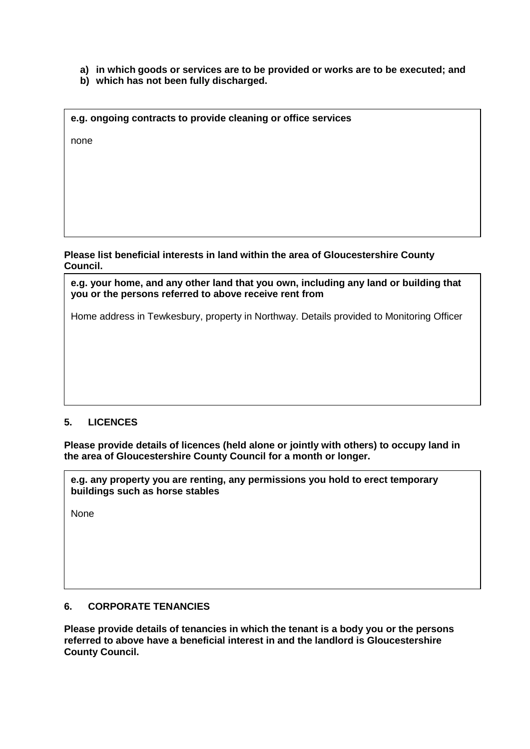a) **in which goods or services are to be provided or works are to be executed; and**
b) **which has not been fully discharged.**

| **e.g. ongoing contracts to provide cleaning or office services** |
|---|
| none |

**Please list beneficial interests in land within the area of Gloucestershire County Council.**

| **e.g. your home, and any other land that you own, including any land or building that you or the persons referred to above receive rent from** |
|---|
| Home address in Tewkesbury, property in Northway. Details provided to Monitoring Officer |

## 5. LICENCES

**Please provide details of licences (held alone or jointly with others) to occupy land in the area of Gloucestershire County Council for a month or longer.**

| **e.g. any property you are renting, any permissions you hold to erect temporary buildings such as horse stables** |
|---|
| None |

## 6. CORPORATE TENANCIES

**Please provide details of tenancies in which the tenant is a body you or the persons referred to above have a beneficial interest in and the landlord is Gloucestershire County Council.**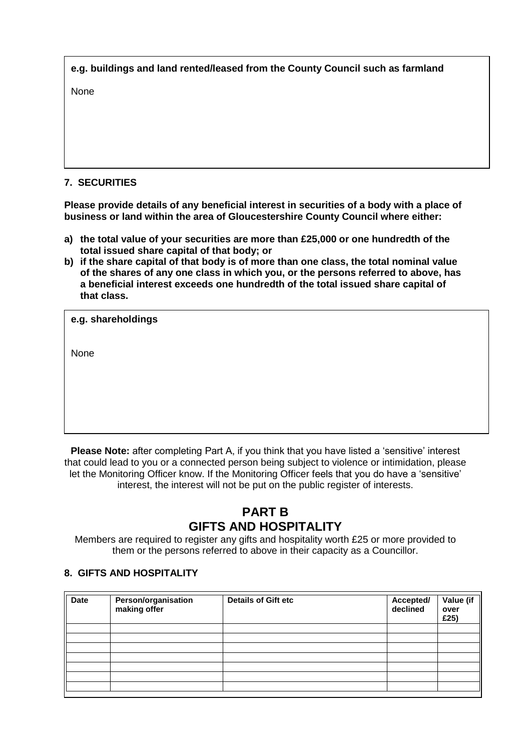**e.g. buildings and land rented/leased from the County Council such as farmland**

None

### 7. SECURITIES

**Please provide details of any beneficial interest in securities of a body with a place of business or land within the area of Gloucestershire County Council where either:**

- **a) the total value of your securities are more than £25,000 or one hundredth of the total issued share capital of that body; or**
- **b) if the share capital of that body is of more than one class, the total nominal value of the shares of any one class in which you, or the persons referred to above, has a beneficial interest exceeds one hundredth of the total issued share capital of that class.**

**e.g. shareholdings**

None

**Please Note:** after completing Part A, if you think that you have listed a 'sensitive' interest that could lead to you or a connected person being subject to violence or intimidation, please let the Monitoring Officer know. If the Monitoring Officer feels that you do have a 'sensitive' interest, the interest will not be put on the public register of interests.

## PART B
## GIFTS AND HOSPITALITY

Members are required to register any gifts and hospitality worth £25 or more provided to them or the persons referred to above in their capacity as a Councillor.

### 8. GIFTS AND HOSPITALITY

| Date | Person/organisation making offer | Details of Gift etc | Accepted/ declined | Value (if over £25) |
|---|---|---|---|---|
| | | | | |
| | | | | |
| | | | | |
| | | | | |
| | | | | |
| | | | | |
| | | | | |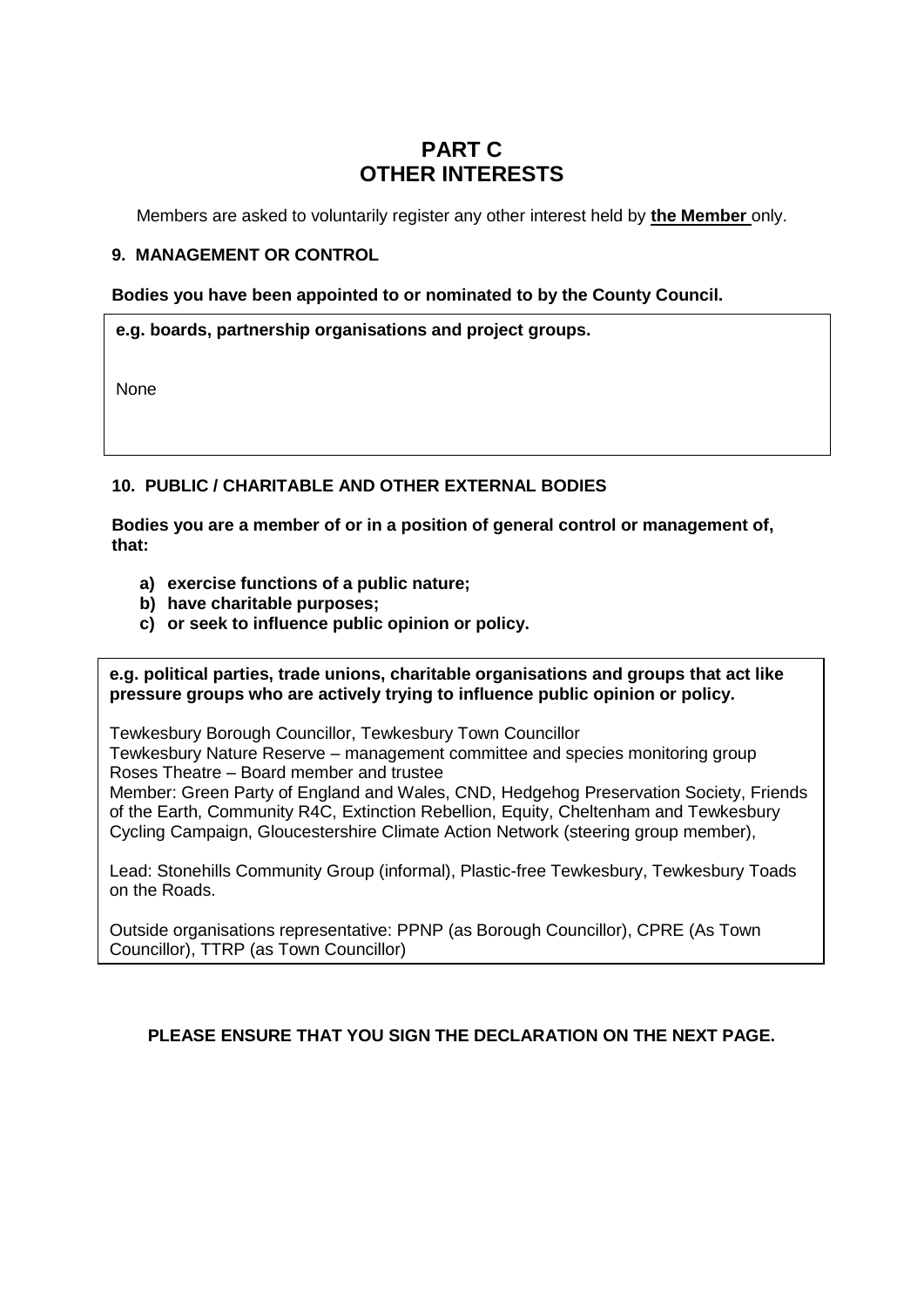# PART C
# OTHER INTERESTS

Members are asked to voluntarily register any other interest held by **the Member** only.

**9. MANAGEMENT OR CONTROL**

**Bodies you have been appointed to or nominated to by the County Council.**

**e.g. boards, partnership organisations and project groups.**

None

**10. PUBLIC / CHARITABLE AND OTHER EXTERNAL BODIES**

**Bodies you are a member of or in a position of general control or management of, that:**

- **a) exercise functions of a public nature;**
- **b) have charitable purposes;**
- **c) or seek to influence public opinion or policy.**

**e.g. political parties, trade unions, charitable organisations and groups that act like pressure groups who are actively trying to influence public opinion or policy.**

Tewkesbury Borough Councillor, Tewkesbury Town Councillor
Tewkesbury Nature Reserve – management committee and species monitoring group
Roses Theatre – Board member and trustee
Member: Green Party of England and Wales, CND, Hedgehog Preservation Society, Friends of the Earth, Community R4C, Extinction Rebellion, Equity, Cheltenham and Tewkesbury Cycling Campaign, Gloucestershire Climate Action Network (steering group member),

Lead: Stonehills Community Group (informal), Plastic-free Tewkesbury, Tewkesbury Toads on the Roads.

Outside organisations representative: PPNP (as Borough Councillor), CPRE (As Town Councillor), TTRP (as Town Councillor)

**PLEASE ENSURE THAT YOU SIGN THE DECLARATION ON THE NEXT PAGE.**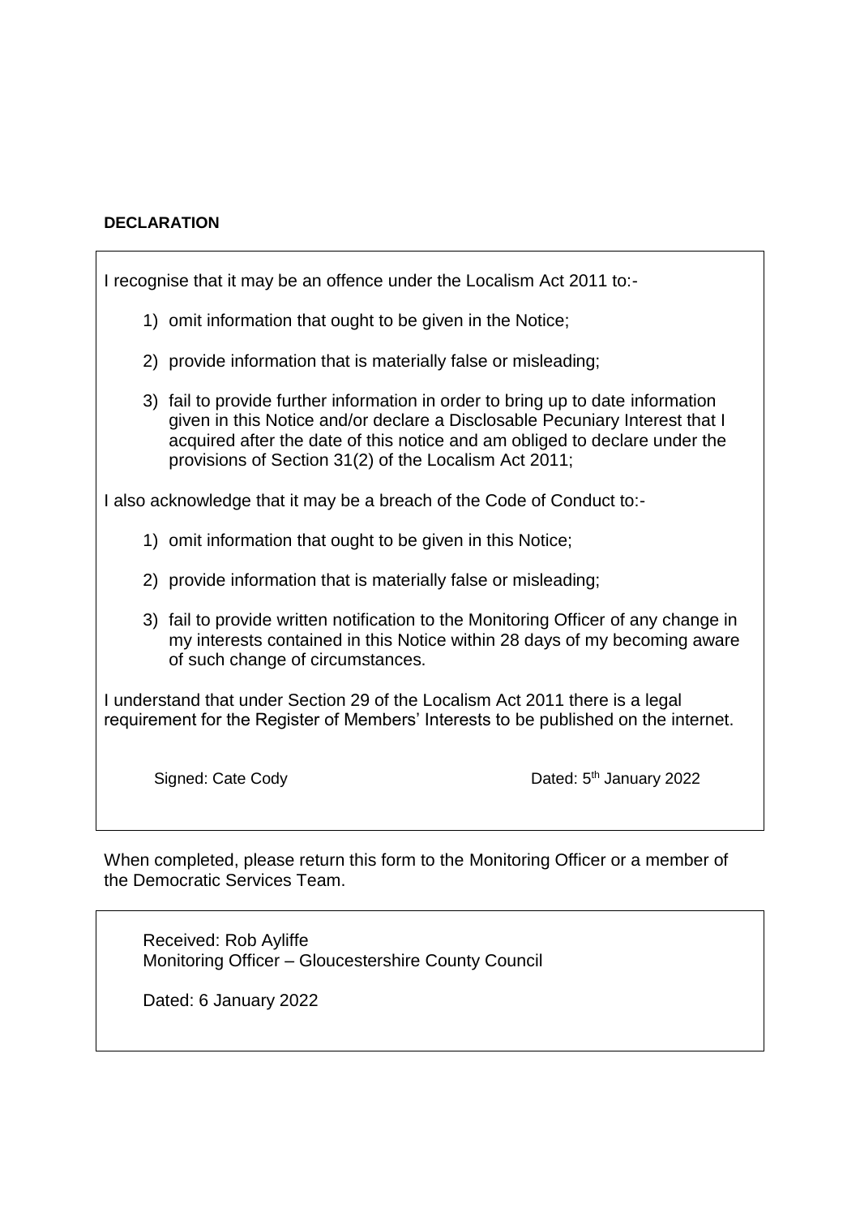**DECLARATION**

I recognise that it may be an offence under the Localism Act 2011 to:-

1) omit information that ought to be given in the Notice;

2) provide information that is materially false or misleading;

3) fail to provide further information in order to bring up to date information given in this Notice and/or declare a Disclosable Pecuniary Interest that I acquired after the date of this notice and am obliged to declare under the provisions of Section 31(2) of the Localism Act 2011;

I also acknowledge that it may be a breach of the Code of Conduct to:-

1) omit information that ought to be given in this Notice;

2) provide information that is materially false or misleading;

3) fail to provide written notification to the Monitoring Officer of any change in my interests contained in this Notice within 28 days of my becoming aware of such change of circumstances.

I understand that under Section 29 of the Localism Act 2011 there is a legal requirement for the Register of Members' Interests to be published on the internet.

Signed: Cate Cody

Dated: 5th January 2022

When completed, please return this form to the Monitoring Officer or a member of the Democratic Services Team.

Received: Rob Ayliffe
Monitoring Officer – Gloucestershire County Council

Dated: 6 January 2022